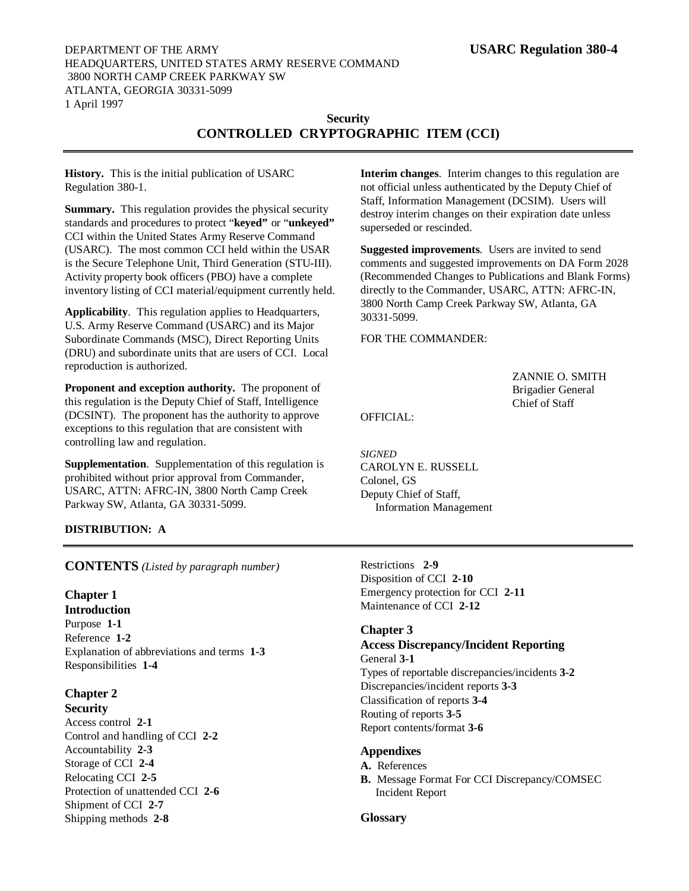DEPARTMENT OF THE ARMY
HEADQUARTERS, UNITED STATES ARMY RESERVE COMMAND
3800 NORTH CAMP CREEK PARKWAY SW
ATLANTA, GEORGIA 30331-5099
1 April 1997

**USARC Regulation 380-4**

# Security
# CONTROLLED CRYPTOGRAPHIC ITEM (CCI)

---

**History.** This is the initial publication of USARC Regulation 380-1.

**Summary.** This regulation provides the physical security standards and procedures to protect "**keyed"** or "**unkeyed"** CCI within the United States Army Reserve Command (USARC). The most common CCI held within the USAR is the Secure Telephone Unit, Third Generation (STU-III). Activity property book officers (PBO) have a complete inventory listing of CCI material/equipment currently held.

**Applicability**. This regulation applies to Headquarters, U.S. Army Reserve Command (USARC) and its Major Subordinate Commands (MSC), Direct Reporting Units (DRU) and subordinate units that are users of CCI. Local reproduction is authorized.

**Proponent and exception authority.** The proponent of this regulation is the Deputy Chief of Staff, Intelligence (DCSINT). The proponent has the authority to approve exceptions to this regulation that are consistent with controlling law and regulation.

**Supplementation**. Supplementation of this regulation is prohibited without prior approval from Commander, USARC, ATTN: AFRC-IN, 3800 North Camp Creek Parkway SW, Atlanta, GA 30331-5099.

**Interim changes**. Interim changes to this regulation are not official unless authenticated by the Deputy Chief of Staff, Information Management (DCSIM). Users will destroy interim changes on their expiration date unless superseded or rescinded.

**Suggested improvements**. Users are invited to send comments and suggested improvements on DA Form 2028 (Recommended Changes to Publications and Blank Forms) directly to the Commander, USARC, ATTN: AFRC-IN, 3800 North Camp Creek Parkway SW, Atlanta, GA 30331-5099.

FOR THE COMMANDER:

ZANNIE O. SMITH
Brigadier General
Chief of Staff

OFFICIAL:

*SIGNED*
CAROLYN E. RUSSELL
Colonel, GS
Deputy Chief of Staff,
Information Management

**DISTRIBUTION: A**

---

## CONTENTS *(Listed by paragraph number)*

### Chapter 1
### Introduction
Purpose **1-1**
Reference **1-2**
Explanation of abbreviations and terms **1-3**
Responsibilities **1-4**

### Chapter 2
### Security
Access control **2-1**
Control and handling of CCI **2-2**
Accountability **2-3**
Storage of CCI **2-4**
Relocating CCI **2-5**
Protection of unattended CCI **2-6**
Shipment of CCI **2-7**
Shipping methods **2-8**
Restrictions **2-9**
Disposition of CCI **2-10**
Emergency protection for CCI **2-11**
Maintenance of CCI **2-12**

### Chapter 3
### Access Discrepancy/Incident Reporting
General **3-1**
Types of reportable discrepancies/incidents **3-2**
Discrepancies/incident reports **3-3**
Classification of reports **3-4**
Routing of reports **3-5**
Report contents/format **3-6**

### Appendixes
**A.** References
**B.** Message Format For CCI Discrepancy/COMSEC Incident Report

### Glossary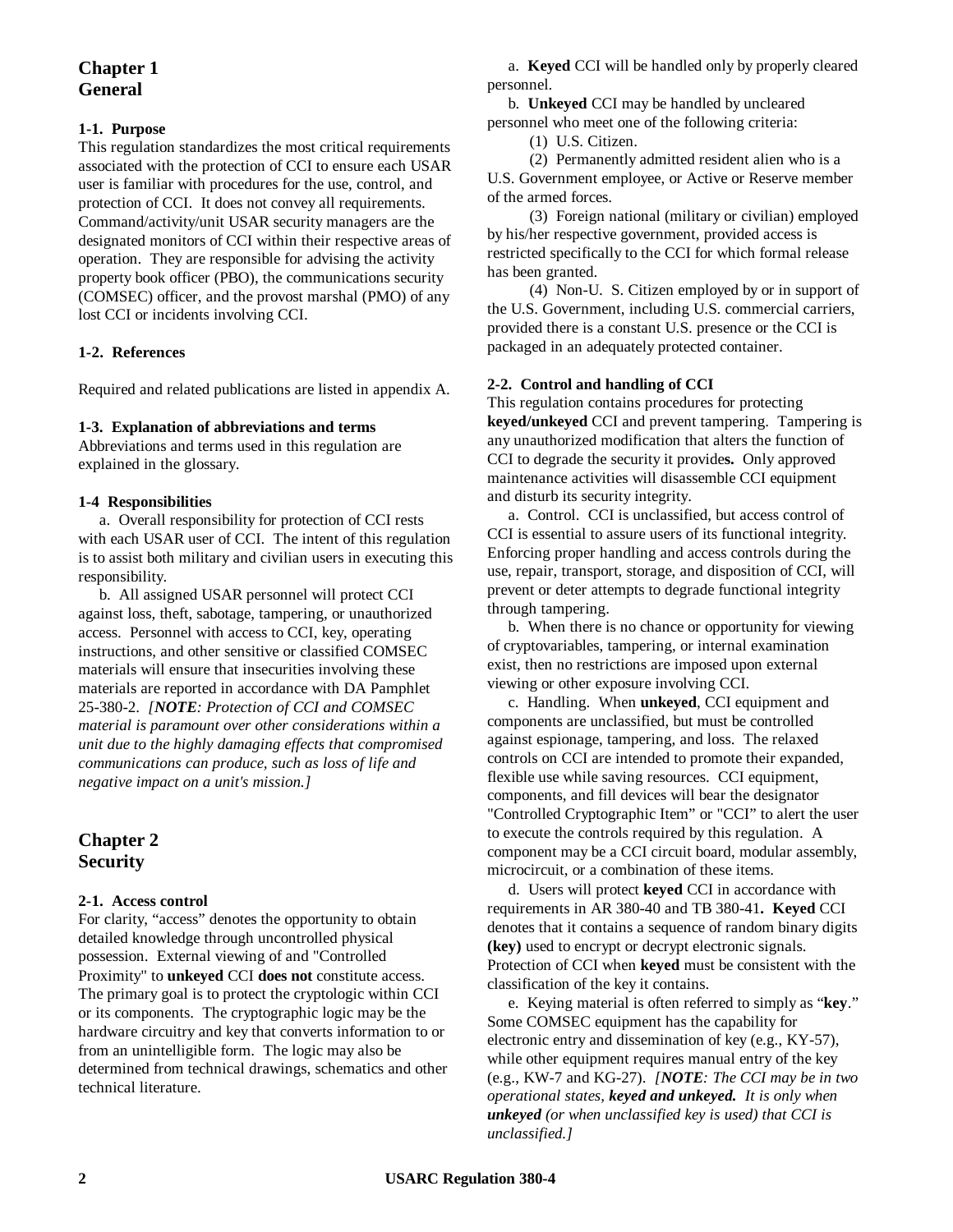# Chapter 1
# General

### 1-1. Purpose

This regulation standardizes the most critical requirements associated with the protection of CCI to ensure each USAR user is familiar with procedures for the use, control, and protection of CCI. It does not convey all requirements. Command/activity/unit USAR security managers are the designated monitors of CCI within their respective areas of operation. They are responsible for advising the activity property book officer (PBO), the communications security (COMSEC) officer, and the provost marshal (PMO) of any lost CCI or incidents involving CCI.

### 1-2. References

Required and related publications are listed in appendix A.

### 1-3. Explanation of abbreviations and terms

Abbreviations and terms used in this regulation are explained in the glossary.

### 1-4 Responsibilities

a. Overall responsibility for protection of CCI rests with each USAR user of CCI. The intent of this regulation is to assist both military and civilian users in executing this responsibility.

b. All assigned USAR personnel will protect CCI against loss, theft, sabotage, tampering, or unauthorized access. Personnel with access to CCI, key, operating instructions, and other sensitive or classified COMSEC materials will ensure that insecurities involving these materials are reported in accordance with DA Pamphlet 25-380-2. *[**NOTE**: Protection of CCI and COMSEC material is paramount over other considerations within a unit due to the highly damaging effects that compromised communications can produce, such as loss of life and negative impact on a unit's mission.]*

# Chapter 2
# Security

### 2-1. Access control

For clarity, "access" denotes the opportunity to obtain detailed knowledge through uncontrolled physical possession. External viewing of and "Controlled Proximity" to **unkeyed** CCI **does not** constitute access. The primary goal is to protect the cryptologic within CCI or its components. The cryptographic logic may be the hardware circuitry and key that converts information to or from an unintelligible form. The logic may also be determined from technical drawings, schematics and other technical literature.

a. **Keyed** CCI will be handled only by properly cleared personnel.

b. **Unkeyed** CCI may be handled by uncleared personnel who meet one of the following criteria:

(1) U.S. Citizen.

(2) Permanently admitted resident alien who is a U.S. Government employee, or Active or Reserve member of the armed forces.

(3) Foreign national (military or civilian) employed by his/her respective government, provided access is restricted specifically to the CCI for which formal release has been granted.

(4) Non-U. S. Citizen employed by or in support of the U.S. Government, including U.S. commercial carriers, provided there is a constant U.S. presence or the CCI is packaged in an adequately protected container.

### 2-2. Control and handling of CCI

This regulation contains procedures for protecting **keyed/unkeyed** CCI and prevent tampering. Tampering is any unauthorized modification that alters the function of CCI to degrade the security it provides. Only approved maintenance activities will disassemble CCI equipment and disturb its security integrity.

a. Control. CCI is unclassified, but access control of CCI is essential to assure users of its functional integrity. Enforcing proper handling and access controls during the use, repair, transport, storage, and disposition of CCI, will prevent or deter attempts to degrade functional integrity through tampering.

b. When there is no chance or opportunity for viewing of cryptovariables, tampering, or internal examination exist, then no restrictions are imposed upon external viewing or other exposure involving CCI.

c. Handling. When **unkeyed**, CCI equipment and components are unclassified, but must be controlled against espionage, tampering, and loss. The relaxed controls on CCI are intended to promote their expanded, flexible use while saving resources. CCI equipment, components, and fill devices will bear the designator "Controlled Cryptographic Item" or "CCI" to alert the user to execute the controls required by this regulation. A component may be a CCI circuit board, modular assembly, microcircuit, or a combination of these items.

d. Users will protect **keyed** CCI in accordance with requirements in AR 380-40 and TB 380-41. **Keyed** CCI denotes that it contains a sequence of random binary digits **(key)** used to encrypt or decrypt electronic signals. Protection of CCI when **keyed** must be consistent with the classification of the key it contains.

e. Keying material is often referred to simply as "**key**." Some COMSEC equipment has the capability for electronic entry and dissemination of key (e.g., KY-57), while other equipment requires manual entry of the key (e.g., KW-7 and KG-27). *[**NOTE**: The CCI may be in two operational states, **keyed and unkeyed.** It is only when **unkeyed** (or when unclassified key is used) that CCI is unclassified.]*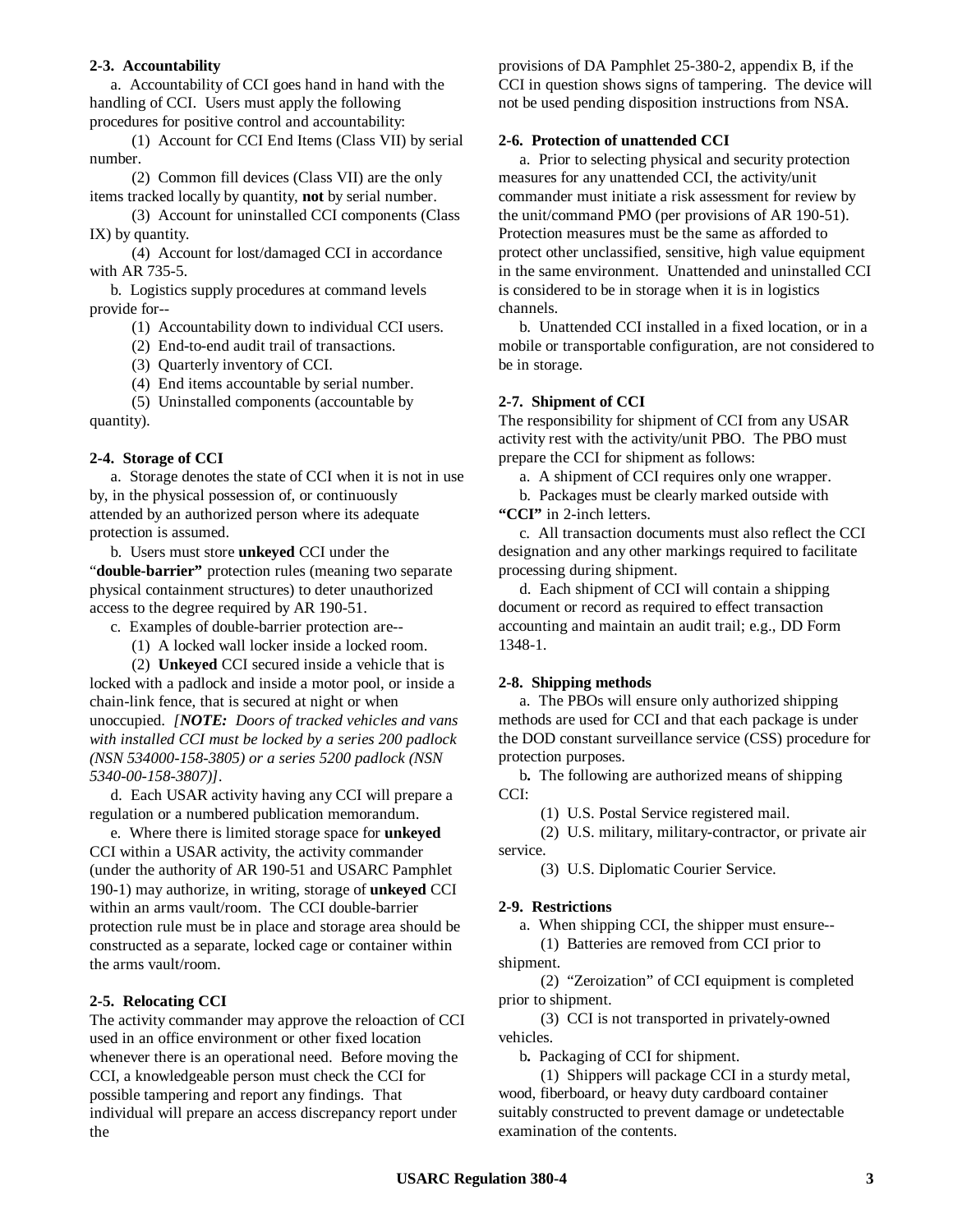**2-3. Accountability**

a. Accountability of CCI goes hand in hand with the handling of CCI. Users must apply the following procedures for positive control and accountability:

(1) Account for CCI End Items (Class VII) by serial number.

(2) Common fill devices (Class VII) are the only items tracked locally by quantity, **not** by serial number.

(3) Account for uninstalled CCI components (Class IX) by quantity.

(4) Account for lost/damaged CCI in accordance with AR 735-5.

b. Logistics supply procedures at command levels provide for--

(1) Accountability down to individual CCI users.

(2) End-to-end audit trail of transactions.

(3) Quarterly inventory of CCI.

(4) End items accountable by serial number.

(5) Uninstalled components (accountable by quantity).

**2-4. Storage of CCI**

a. Storage denotes the state of CCI when it is not in use by, in the physical possession of, or continuously attended by an authorized person where its adequate protection is assumed.

b. Users must store **unkeyed** CCI under the "**double-barrier"** protection rules (meaning two separate physical containment structures) to deter unauthorized access to the degree required by AR 190-51.

c. Examples of double-barrier protection are--

(1) A locked wall locker inside a locked room.

(2) **Unkeyed** CCI secured inside a vehicle that is locked with a padlock and inside a motor pool, or inside a chain-link fence, that is secured at night or when unoccupied. *[**NOTE:** Doors of tracked vehicles and vans with installed CCI must be locked by a series 200 padlock (NSN 534000-158-3805) or a series 5200 padlock (NSN 5340-00-158-3807)]*.

d. Each USAR activity having any CCI will prepare a regulation or a numbered publication memorandum.

e. Where there is limited storage space for **unkeyed** CCI within a USAR activity, the activity commander (under the authority of AR 190-51 and USARC Pamphlet 190-1) may authorize, in writing, storage of **unkeyed** CCI within an arms vault/room. The CCI double-barrier protection rule must be in place and storage area should be constructed as a separate, locked cage or container within the arms vault/room.

**2-5. Relocating CCI**

The activity commander may approve the reloaction of CCI used in an office environment or other fixed location whenever there is an operational need. Before moving the CCI, a knowledgeable person must check the CCI for possible tampering and report any findings. That individual will prepare an access discrepancy report under the provisions of DA Pamphlet 25-380-2, appendix B, if the CCI in question shows signs of tampering. The device will not be used pending disposition instructions from NSA.

**2-6. Protection of unattended CCI**

a. Prior to selecting physical and security protection measures for any unattended CCI, the activity/unit commander must initiate a risk assessment for review by the unit/command PMO (per provisions of AR 190-51). Protection measures must be the same as afforded to protect other unclassified, sensitive, high value equipment in the same environment. Unattended and uninstalled CCI is considered to be in storage when it is in logistics channels.

b. Unattended CCI installed in a fixed location, or in a mobile or transportable configuration, are not considered to be in storage.

**2-7. Shipment of CCI**

The responsibility for shipment of CCI from any USAR activity rest with the activity/unit PBO. The PBO must prepare the CCI for shipment as follows:

a. A shipment of CCI requires only one wrapper.

b. Packages must be clearly marked outside with **"CCI"** in 2-inch letters.

c. All transaction documents must also reflect the CCI designation and any other markings required to facilitate processing during shipment.

d. Each shipment of CCI will contain a shipping document or record as required to effect transaction accounting and maintain an audit trail; e.g., DD Form 1348-1.

**2-8. Shipping methods**

a. The PBOs will ensure only authorized shipping methods are used for CCI and that each package is under the DOD constant surveillance service (CSS) procedure for protection purposes.

b**.** The following are authorized means of shipping CCI:

(1) U.S. Postal Service registered mail.

(2) U.S. military, military-contractor, or private air service.

(3) U.S. Diplomatic Courier Service.

**2-9. Restrictions**

a. When shipping CCI, the shipper must ensure--

(1) Batteries are removed from CCI prior to shipment.

(2) "Zeroization" of CCI equipment is completed prior to shipment.

(3) CCI is not transported in privately-owned vehicles.

b**.** Packaging of CCI for shipment.

(1) Shippers will package CCI in a sturdy metal, wood, fiberboard, or heavy duty cardboard container suitably constructed to prevent damage or undetectable examination of the contents.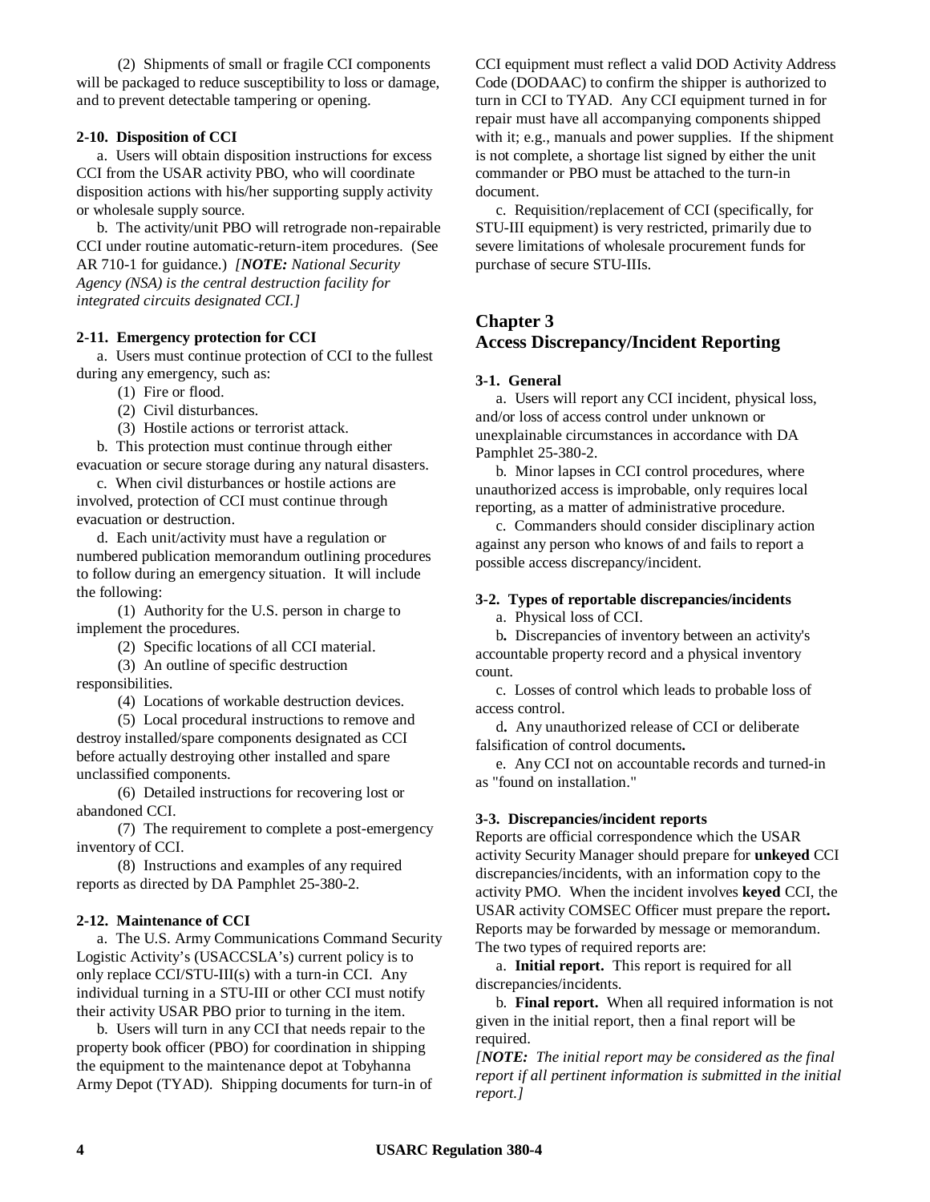(2) Shipments of small or fragile CCI components will be packaged to reduce susceptibility to loss or damage, and to prevent detectable tampering or opening.

**2-10. Disposition of CCI**

a. Users will obtain disposition instructions for excess CCI from the USAR activity PBO, who will coordinate disposition actions with his/her supporting supply activity or wholesale supply source.

b. The activity/unit PBO will retrograde non-repairable CCI under routine automatic-return-item procedures. (See AR 710-1 for guidance.) *[**NOTE:** National Security Agency (NSA) is the central destruction facility for integrated circuits designated CCI.]*

**2-11. Emergency protection for CCI**

a. Users must continue protection of CCI to the fullest during any emergency, such as:

(1) Fire or flood.

(2) Civil disturbances.

(3) Hostile actions or terrorist attack.

b. This protection must continue through either evacuation or secure storage during any natural disasters.

c. When civil disturbances or hostile actions are involved, protection of CCI must continue through evacuation or destruction.

d. Each unit/activity must have a regulation or numbered publication memorandum outlining procedures to follow during an emergency situation. It will include the following:

(1) Authority for the U.S. person in charge to implement the procedures.

(2) Specific locations of all CCI material.

(3) An outline of specific destruction responsibilities.

(4) Locations of workable destruction devices.

(5) Local procedural instructions to remove and destroy installed/spare components designated as CCI before actually destroying other installed and spare unclassified components.

(6) Detailed instructions for recovering lost or abandoned CCI.

(7) The requirement to complete a post-emergency inventory of CCI.

(8) Instructions and examples of any required reports as directed by DA Pamphlet 25-380-2.

**2-12. Maintenance of CCI**

a. The U.S. Army Communications Command Security Logistic Activity's (USACCSLA's) current policy is to only replace CCI/STU-III(s) with a turn-in CCI. Any individual turning in a STU-III or other CCI must notify their activity USAR PBO prior to turning in the item.

b. Users will turn in any CCI that needs repair to the property book officer (PBO) for coordination in shipping the equipment to the maintenance depot at Tobyhanna Army Depot (TYAD). Shipping documents for turn-in of CCI equipment must reflect a valid DOD Activity Address Code (DODAAC) to confirm the shipper is authorized to turn in CCI to TYAD. Any CCI equipment turned in for repair must have all accompanying components shipped with it; e.g., manuals and power supplies. If the shipment is not complete, a shortage list signed by either the unit commander or PBO must be attached to the turn-in document.

c. Requisition/replacement of CCI (specifically, for STU-III equipment) is very restricted, primarily due to severe limitations of wholesale procurement funds for purchase of secure STU-IIIs.

## Chapter 3
## Access Discrepancy/Incident Reporting

**3-1. General**

a. Users will report any CCI incident, physical loss, and/or loss of access control under unknown or unexplainable circumstances in accordance with DA Pamphlet 25-380-2.

b. Minor lapses in CCI control procedures, where unauthorized access is improbable, only requires local reporting, as a matter of administrative procedure.

c. Commanders should consider disciplinary action against any person who knows of and fails to report a possible access discrepancy/incident.

**3-2. Types of reportable discrepancies/incidents**

a. Physical loss of CCI.

b. Discrepancies of inventory between an activity's accountable property record and a physical inventory count.

c. Losses of control which leads to probable loss of access control.

d. Any unauthorized release of CCI or deliberate falsification of control documents.

e. Any CCI not on accountable records and turned-in as "found on installation."

**3-3. Discrepancies/incident reports**

Reports are official correspondence which the USAR activity Security Manager should prepare for **unkeyed** CCI discrepancies/incidents, with an information copy to the activity PMO. When the incident involves **keyed** CCI, the USAR activity COMSEC Officer must prepare the report. Reports may be forwarded by message or memorandum. The two types of required reports are:

a. **Initial report.** This report is required for all discrepancies/incidents.

b. **Final report.** When all required information is not given in the initial report, then a final report will be required.

*[**NOTE:** The initial report may be considered as the final report if all pertinent information is submitted in the initial report.]*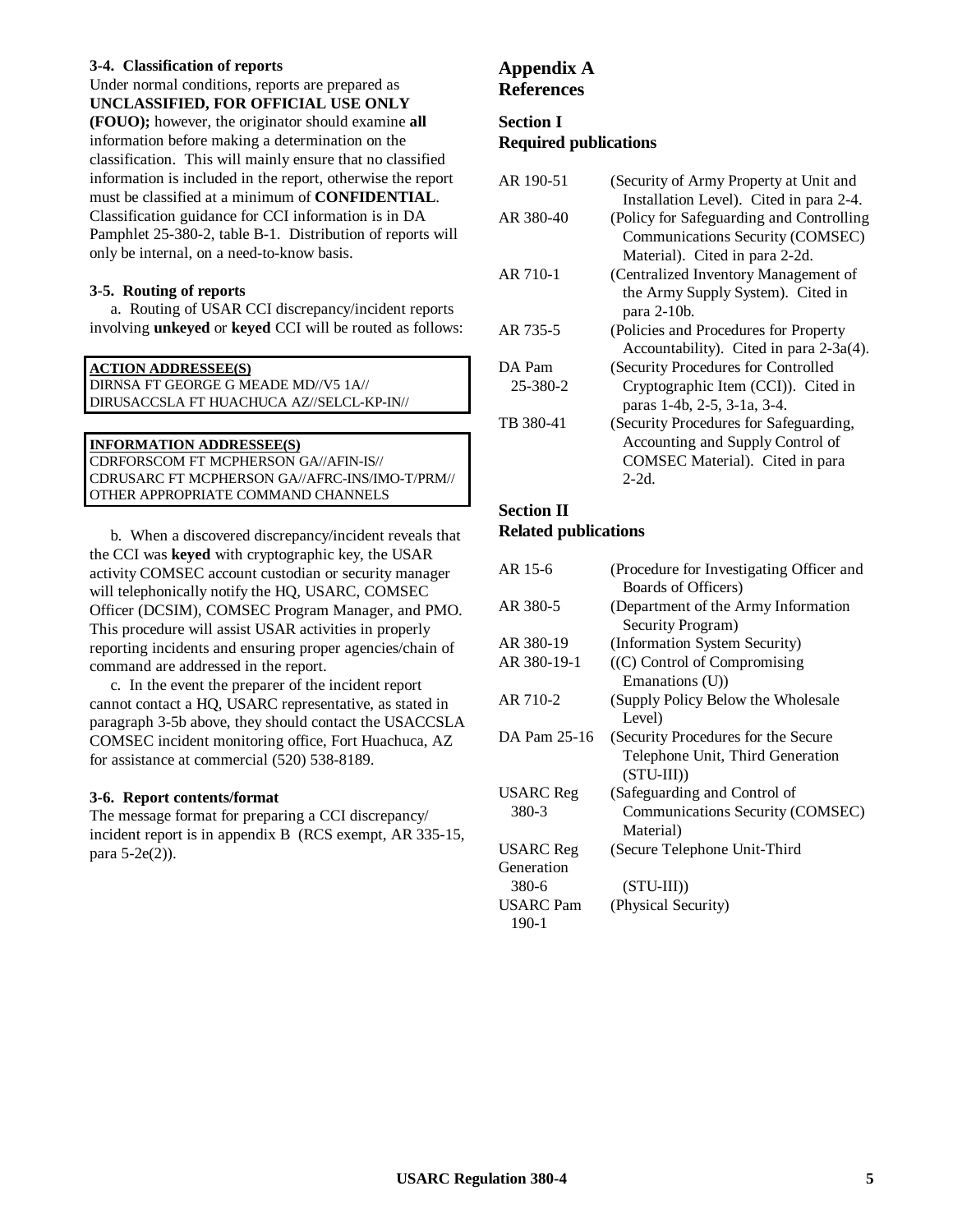**3-4. Classification of reports**

Under normal conditions, reports are prepared as **UNCLASSIFIED, FOR OFFICIAL USE ONLY (FOUO);** however, the originator should examine **all** information before making a determination on the classification. This will mainly ensure that no classified information is included in the report, otherwise the report must be classified at a minimum of **CONFIDENTIAL**. Classification guidance for CCI information is in DA Pamphlet 25-380-2, table B-1. Distribution of reports will only be internal, on a need-to-know basis.

**3-5. Routing of reports**

a. Routing of USAR CCI discrepancy/incident reports involving **unkeyed** or **keyed** CCI will be routed as follows:

| **ACTION ADDRESSEE(S)** |
|---|
| DIRNSA FT GEORGE G MEADE MD//V5 1A// |
| DIRUSACCSLA FT HUACHUCA AZ//SELCL-KP-IN// |

| **INFORMATION ADDRESSEE(S)** |
|---|
| CDRFORSCOM FT MCPHERSON GA//AFIN-IS// |
| CDRUSARC FT MCPHERSON GA//AFRC-INS/IMO-T/PRM// |
| OTHER APPROPRIATE COMMAND CHANNELS |

b. When a discovered discrepancy/incident reveals that the CCI was **keyed** with cryptographic key, the USAR activity COMSEC account custodian or security manager will telephonically notify the HQ, USARC, COMSEC Officer (DCSIM), COMSEC Program Manager, and PMO. This procedure will assist USAR activities in properly reporting incidents and ensuring proper agencies/chain of command are addressed in the report.

c. In the event the preparer of the incident report cannot contact a HQ, USARC representative, as stated in paragraph 3-5b above, they should contact the USACCSLA COMSEC incident monitoring office, Fort Huachuca, AZ for assistance at commercial (520) 538-8189.

**3-6. Report contents/format**

The message format for preparing a CCI discrepancy/ incident report is in appendix B (RCS exempt, AR 335-15, para 5-2e(2)).

## Appendix A References

### Section I Required publications

| | |
|---|---|
| AR 190-51 | (Security of Army Property at Unit and Installation Level). Cited in para 2-4. |
| AR 380-40 | (Policy for Safeguarding and Controlling Communications Security (COMSEC) Material). Cited in para 2-2d. |
| AR 710-1 | (Centralized Inventory Management of the Army Supply System). Cited in para 2-10b. |
| AR 735-5 | (Policies and Procedures for Property Accountability). Cited in para 2-3a(4). |
| DA Pam 25-380-2 | (Security Procedures for Controlled Cryptographic Item (CCI)). Cited in paras 1-4b, 2-5, 3-1a, 3-4. |
| TB 380-41 | (Security Procedures for Safeguarding, Accounting and Supply Control of COMSEC Material). Cited in para 2-2d. |

### Section II Related publications

| | |
|---|---|
| AR 15-6 | (Procedure for Investigating Officer and Boards of Officers) |
| AR 380-5 | (Department of the Army Information Security Program) |
| AR 380-19 | (Information System Security) |
| AR 380-19-1 | ((C) Control of Compromising Emanations (U)) |
| AR 710-2 | (Supply Policy Below the Wholesale Level) |
| DA Pam 25-16 | (Security Procedures for the Secure Telephone Unit, Third Generation (STU-III)) |
| USARC Reg 380-3 | (Safeguarding and Control of Communications Security (COMSEC) Material) |
| USARC Reg Generation 380-6 | (Secure Telephone Unit-Third (STU-III)) |
| USARC Pam 190-1 | (Physical Security) |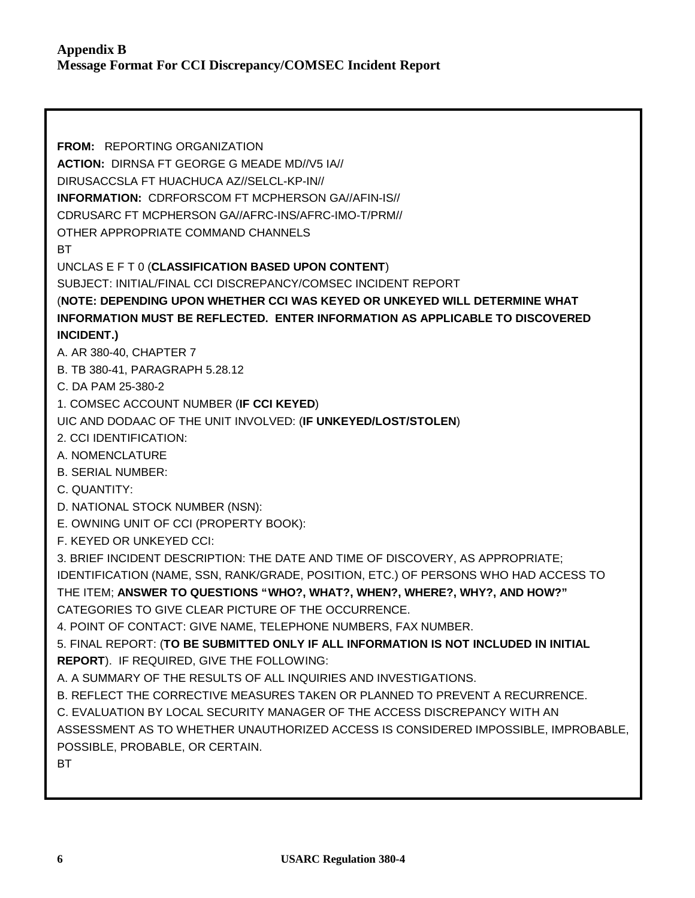# Appendix B
## Message Format For CCI Discrepancy/COMSEC Incident Report

**FROM:** REPORTING ORGANIZATION
**ACTION:** DIRNSA FT GEORGE G MEADE MD//V5 IA//
DIRUSACCSLA FT HUACHUCA AZ//SELCL-KP-IN//
**INFORMATION:** CDRFORSCOM FT MCPHERSON GA//AFIN-IS//
CDRUSARC FT MCPHERSON GA//AFRC-INS/AFRC-IMO-T/PRM//
OTHER APPROPRIATE COMMAND CHANNELS
BT
UNCLAS E F T 0 (**CLASSIFICATION BASED UPON CONTENT**)
SUBJECT: INITIAL/FINAL CCI DISCREPANCY/COMSEC INCIDENT REPORT
(**NOTE: DEPENDING UPON WHETHER CCI WAS KEYED OR UNKEYED WILL DETERMINE WHAT INFORMATION MUST BE REFLECTED. ENTER INFORMATION AS APPLICABLE TO DISCOVERED INCIDENT.)**
A. AR 380-40, CHAPTER 7
B. TB 380-41, PARAGRAPH 5.28.12
C. DA PAM 25-380-2
1. COMSEC ACCOUNT NUMBER (**IF CCI KEYED**)
UIC AND DODAAC OF THE UNIT INVOLVED: (**IF UNKEYED/LOST/STOLEN**)
2. CCI IDENTIFICATION:
A. NOMENCLATURE
B. SERIAL NUMBER:
C. QUANTITY:
D. NATIONAL STOCK NUMBER (NSN):
E. OWNING UNIT OF CCI (PROPERTY BOOK):
F. KEYED OR UNKEYED CCI:
3. BRIEF INCIDENT DESCRIPTION: THE DATE AND TIME OF DISCOVERY, AS APPROPRIATE; IDENTIFICATION (NAME, SSN, RANK/GRADE, POSITION, ETC.) OF PERSONS WHO HAD ACCESS TO THE ITEM; **ANSWER TO QUESTIONS "WHO?, WHAT?, WHEN?, WHERE?, WHY?, AND HOW?"** CATEGORIES TO GIVE CLEAR PICTURE OF THE OCCURRENCE.
4. POINT OF CONTACT: GIVE NAME, TELEPHONE NUMBERS, FAX NUMBER.
5. FINAL REPORT: (**TO BE SUBMITTED ONLY IF ALL INFORMATION IS NOT INCLUDED IN INITIAL REPORT**). IF REQUIRED, GIVE THE FOLLOWING:
A. A SUMMARY OF THE RESULTS OF ALL INQUIRIES AND INVESTIGATIONS.
B. REFLECT THE CORRECTIVE MEASURES TAKEN OR PLANNED TO PREVENT A RECURRENCE.
C. EVALUATION BY LOCAL SECURITY MANAGER OF THE ACCESS DISCREPANCY WITH AN ASSESSMENT AS TO WHETHER UNAUTHORIZED ACCESS IS CONSIDERED IMPOSSIBLE, IMPROBABLE, POSSIBLE, PROBABLE, OR CERTAIN.
BT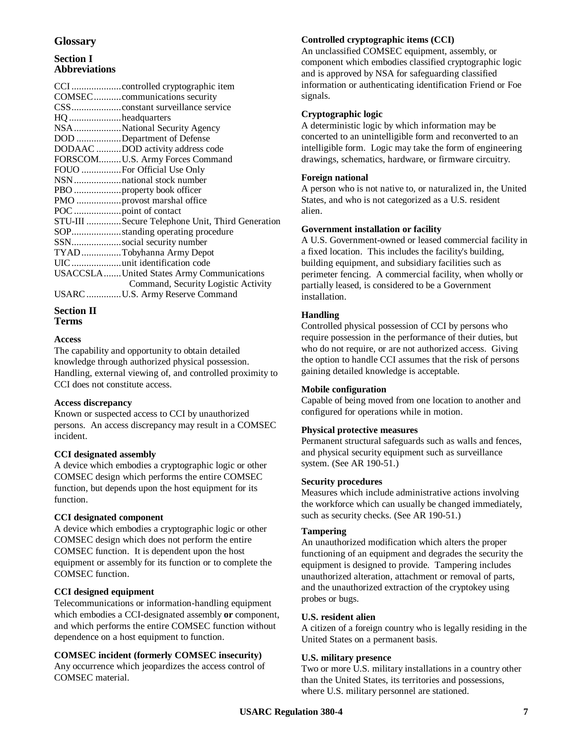# Glossary

## Section I
## Abbreviations

| | |
|---|---|
| CCI | controlled cryptographic item |
| COMSEC | communications security |
| CSS | constant surveillance service |
| HQ | headquarters |
| NSA | National Security Agency |
| DOD | Department of Defense |
| DODAAC | DOD activity address code |
| FORSCOM | U.S. Army Forces Command |
| FOUO | For Official Use Only |
| NSN | national stock number |
| PBO | property book officer |
| PMO | provost marshal office |
| POC | point of contact |
| STU-III | Secure Telephone Unit, Third Generation |
| SOP | standing operating procedure |
| SSN | social security number |
| TYAD | Tobyhanna Army Depot |
| UIC | unit identification code |
| USACCSLA | United States Army Communications Command, Security Logistic Activity |
| USARC | U.S. Army Reserve Command |

## Section II
## Terms

**Access**
The capability and opportunity to obtain detailed knowledge through authorized physical possession. Handling, external viewing of, and controlled proximity to CCI does not constitute access.

**Access discrepancy**
Known or suspected access to CCI by unauthorized persons. An access discrepancy may result in a COMSEC incident.

**CCI designated assembly**
A device which embodies a cryptographic logic or other COMSEC design which performs the entire COMSEC function, but depends upon the host equipment for its function.

**CCI designated component**
A device which embodies a cryptographic logic or other COMSEC design which does not perform the entire COMSEC function. It is dependent upon the host equipment or assembly for its function or to complete the COMSEC function.

**CCI designed equipment**
Telecommunications or information-handling equipment which embodies a CCI-designated assembly **or** component, and which performs the entire COMSEC function without dependence on a host equipment to function.

**COMSEC incident (formerly COMSEC insecurity)**
Any occurrence which jeopardizes the access control of COMSEC material.

**Controlled cryptographic items (CCI)**
An unclassified COMSEC equipment, assembly, or component which embodies classified cryptographic logic and is approved by NSA for safeguarding classified information or authenticating identification Friend or Foe signals.

**Cryptographic logic**
A deterministic logic by which information may be concerted to an unintelligible form and reconverted to an intelligible form. Logic may take the form of engineering drawings, schematics, hardware, or firmware circuitry.

**Foreign national**
A person who is not native to, or naturalized in, the United States, and who is not categorized as a U.S. resident alien.

**Government installation or facility**
A U.S. Government-owned or leased commercial facility in a fixed location. This includes the facility's building, building equipment, and subsidiary facilities such as perimeter fencing. A commercial facility, when wholly or partially leased, is considered to be a Government installation.

**Handling**
Controlled physical possession of CCI by persons who require possession in the performance of their duties, but who do not require, or are not authorized access. Giving the option to handle CCI assumes that the risk of persons gaining detailed knowledge is acceptable.

**Mobile configuration**
Capable of being moved from one location to another and configured for operations while in motion.

**Physical protective measures**
Permanent structural safeguards such as walls and fences, and physical security equipment such as surveillance system. (See AR 190-51.)

**Security procedures**
Measures which include administrative actions involving the workforce which can usually be changed immediately, such as security checks. (See AR 190-51.)

**Tampering**
An unauthorized modification which alters the proper functioning of an equipment and degrades the security the equipment is designed to provide. Tampering includes unauthorized alteration, attachment or removal of parts, and the unauthorized extraction of the cryptokey using probes or bugs.

**U.S. resident alien**
A citizen of a foreign country who is legally residing in the United States on a permanent basis.

**U.S. military presence**
Two or more U.S. military installations in a country other than the United States, its territories and possessions, where U.S. military personnel are stationed.